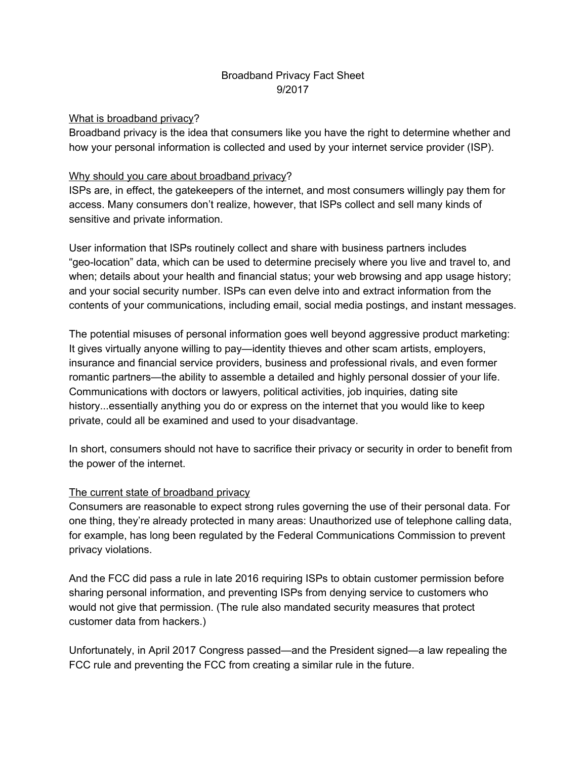# Broadband Privacy Fact Sheet

9/2017

## What is broadband privacy?

Broadband privacy is the idea that consumers like you have the right to determine whether and how your personal information is collected and used by your internet service provider (ISP).

## Why should you care about broadband privacy?

ISPs are, in effect, the gatekeepers of the internet, and most consumers willingly pay them for access. Many consumers don't realize, however, that ISPs collect and sell many kinds of sensitive and private information.

User information that ISPs routinely collect and share with business partners includes "geo-location" data, which can be used to determine precisely where you live and travel to, and when; details about your health and financial status; your web browsing and app usage history; and your social security number. ISPs can even delve into and extract information from the contents of your communications, including email, social media postings, and instant messages.

The potential misuses of personal information goes well beyond aggressive product marketing: It gives virtually anyone willing to pay—identity thieves and other scam artists, employers, insurance and financial service providers, business and professional rivals, and even former romantic partners—the ability to assemble a detailed and highly personal dossier of your life. Communications with doctors or lawyers, political activities, job inquiries, dating site history...essentially anything you do or express on the internet that you would like to keep private, could all be examined and used to your disadvantage.

In short, consumers should not have to sacrifice their privacy or security in order to benefit from the power of the internet.

## The current state of broadband privacy

Consumers are reasonable to expect strong rules governing the use of their personal data. For one thing, they're already protected in many areas: Unauthorized use of telephone calling data, for example, has long been regulated by the Federal Communications Commission to prevent privacy violations.

And the FCC did pass a rule in late 2016 requiring ISPs to obtain customer permission before sharing personal information, and preventing ISPs from denying service to customers who would not give that permission. (The rule also mandated security measures that protect customer data from hackers.)

Unfortunately, in April 2017 Congress passed—and the President signed—a law repealing the FCC rule and preventing the FCC from creating a similar rule in the future.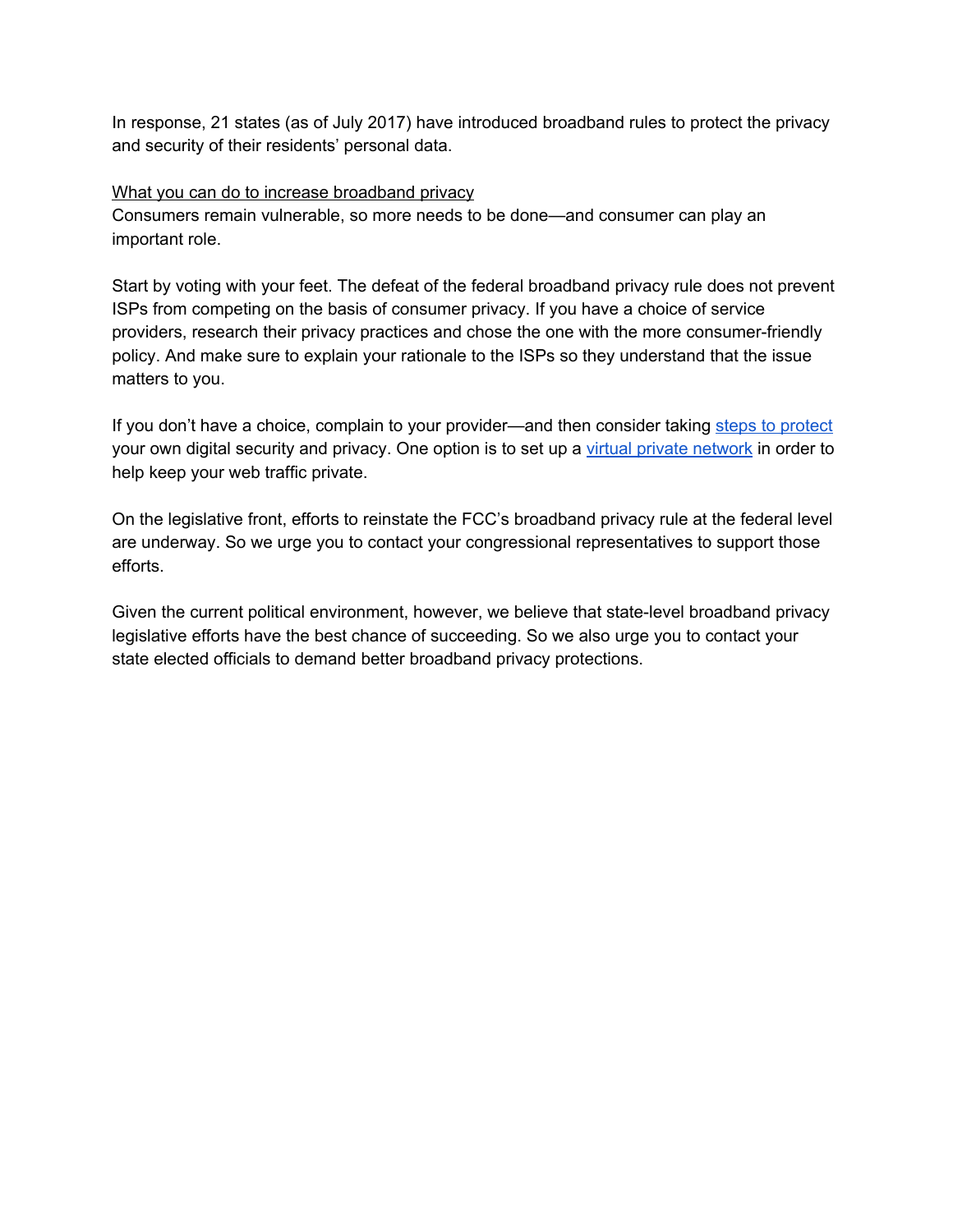In response, 21 states (as of July 2017) have introduced broadband rules to protect the privacy and security of their residents' personal data.

<u>What you can do to increase broadband privacy</u>

Consumers remain vulnerable, so more needs to be done—and consumer can play an important role.

Start by voting with your feet. The defeat of the federal broadband privacy rule does not prevent ISPs from competing on the basis of consumer privacy. If you have a choice of service providers, research their privacy practices and chose the one with the more consumer-friendly policy. And make sure to explain your rationale to the ISPs so they understand that the issue matters to you.

If you don't have a choice, complain to your provider—and then consider taking steps to protect your own digital security and privacy. One option is to set up a virtual private network in order to help keep your web traffic private.

On the legislative front, efforts to reinstate the FCC's broadband privacy rule at the federal level are underway. So we urge you to contact your congressional representatives to support those efforts.

Given the current political environment, however, we believe that state-level broadband privacy legislative efforts have the best chance of succeeding. So we also urge you to contact your state elected officials to demand better broadband privacy protections.